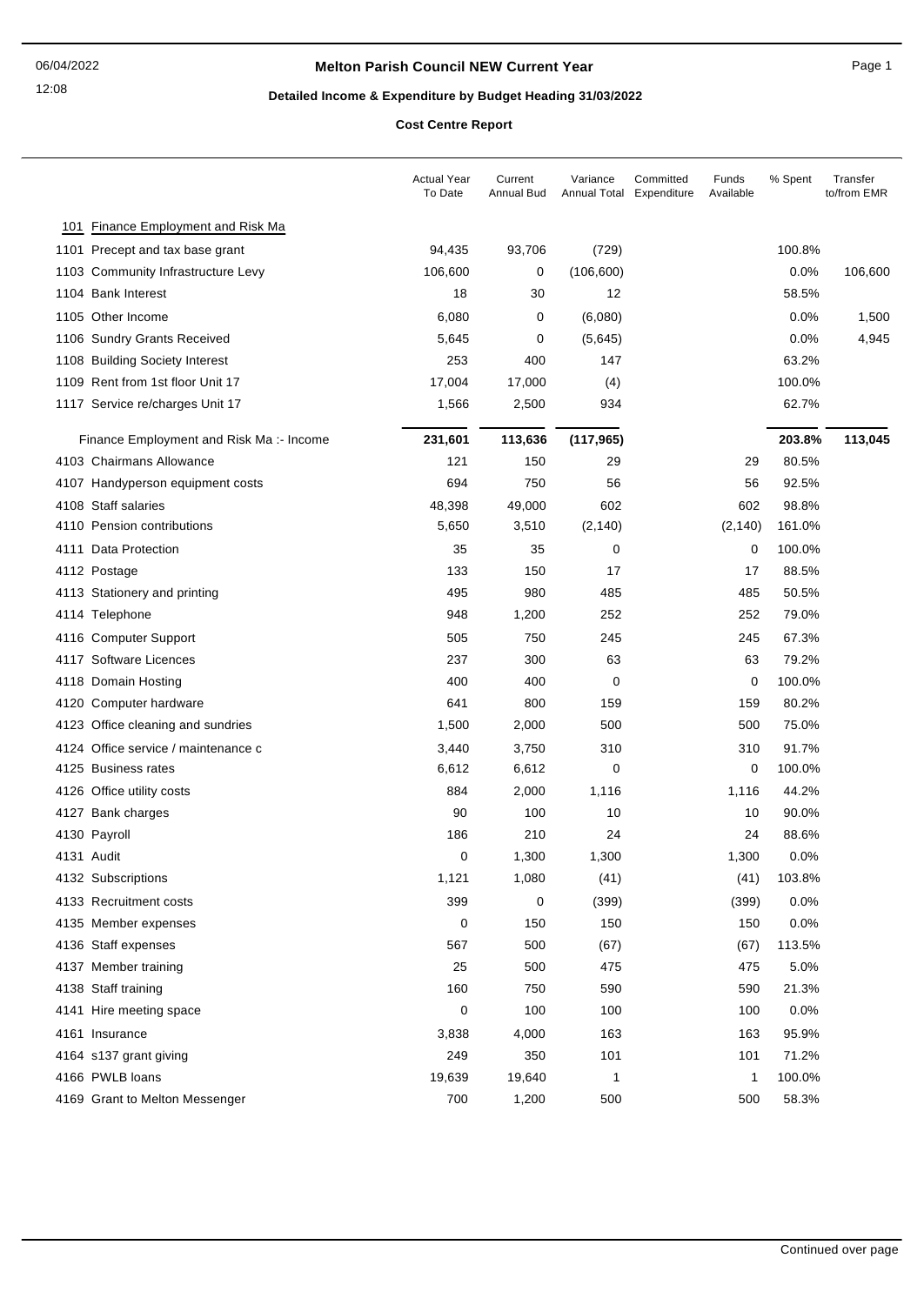# Melton Parish Council NEW Current Year

## Detailed Income & Expenditure by Budget Heading 31/03/2022

### Cost Centre Report

| | Actual Year To Date | Current Annual Bud | Variance Annual Total | Committed Expenditure | Funds Available | % Spent | Transfer to/from EMR |
|---|---|---|---|---|---|---|---|
| **101 Finance Employment and Risk Ma** | | | | | | | |
| 1101 Precept and tax base grant | 94,435 | 93,706 | (729) | | | 100.8% | |
| 1103 Community Infrastructure Levy | 106,600 | 0 | (106,600) | | | 0.0% | 106,600 |
| 1104 Bank Interest | 18 | 30 | 12 | | | 58.5% | |
| 1105 Other Income | 6,080 | 0 | (6,080) | | | 0.0% | 1,500 |
| 1106 Sundry Grants Received | 5,645 | 0 | (5,645) | | | 0.0% | 4,945 |
| 1108 Building Society Interest | 253 | 400 | 147 | | | 63.2% | |
| 1109 Rent from 1st floor Unit 17 | 17,004 | 17,000 | (4) | | | 100.0% | |
| 1117 Service re/charges Unit 17 | 1,566 | 2,500 | 934 | | | 62.7% | |
| **Finance Employment and Risk Ma :- Income** | **231,601** | **113,636** | **(117,965)** | | | **203.8%** | **113,045** |
| 4103 Chairmans Allowance | 121 | 150 | 29 | | 29 | 80.5% | |
| 4107 Handyperson equipment costs | 694 | 750 | 56 | | 56 | 92.5% | |
| 4108 Staff salaries | 48,398 | 49,000 | 602 | | 602 | 98.8% | |
| 4110 Pension contributions | 5,650 | 3,510 | (2,140) | | (2,140) | 161.0% | |
| 4111 Data Protection | 35 | 35 | 0 | | 0 | 100.0% | |
| 4112 Postage | 133 | 150 | 17 | | 17 | 88.5% | |
| 4113 Stationery and printing | 495 | 980 | 485 | | 485 | 50.5% | |
| 4114 Telephone | 948 | 1,200 | 252 | | 252 | 79.0% | |
| 4116 Computer Support | 505 | 750 | 245 | | 245 | 67.3% | |
| 4117 Software Licences | 237 | 300 | 63 | | 63 | 79.2% | |
| 4118 Domain Hosting | 400 | 400 | 0 | | 0 | 100.0% | |
| 4120 Computer hardware | 641 | 800 | 159 | | 159 | 80.2% | |
| 4123 Office cleaning and sundries | 1,500 | 2,000 | 500 | | 500 | 75.0% | |
| 4124 Office service / maintenance c | 3,440 | 3,750 | 310 | | 310 | 91.7% | |
| 4125 Business rates | 6,612 | 6,612 | 0 | | 0 | 100.0% | |
| 4126 Office utility costs | 884 | 2,000 | 1,116 | | 1,116 | 44.2% | |
| 4127 Bank charges | 90 | 100 | 10 | | 10 | 90.0% | |
| 4130 Payroll | 186 | 210 | 24 | | 24 | 88.6% | |
| 4131 Audit | 0 | 1,300 | 1,300 | | 1,300 | 0.0% | |
| 4132 Subscriptions | 1,121 | 1,080 | (41) | | (41) | 103.8% | |
| 4133 Recruitment costs | 399 | 0 | (399) | | (399) | 0.0% | |
| 4135 Member expenses | 0 | 150 | 150 | | 150 | 0.0% | |
| 4136 Staff expenses | 567 | 500 | (67) | | (67) | 113.5% | |
| 4137 Member training | 25 | 500 | 475 | | 475 | 5.0% | |
| 4138 Staff training | 160 | 750 | 590 | | 590 | 21.3% | |
| 4141 Hire meeting space | 0 | 100 | 100 | | 100 | 0.0% | |
| 4161 Insurance | 3,838 | 4,000 | 163 | | 163 | 95.9% | |
| 4164 s137 grant giving | 249 | 350 | 101 | | 101 | 71.2% | |
| 4166 PWLB loans | 19,639 | 19,640 | 1 | | 1 | 100.0% | |
| 4169 Grant to Melton Messenger | 700 | 1,200 | 500 | | 500 | 58.3% | |

Continued over page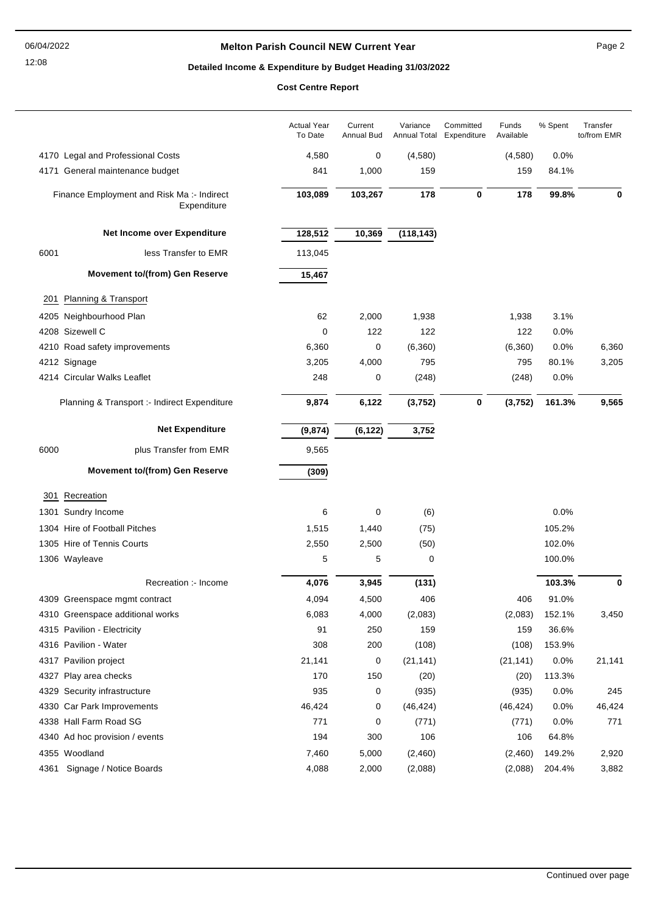# Melton Parish Council NEW Current Year

## Detailed Income & Expenditure by Budget Heading 31/03/2022

### Cost Centre Report

| | Actual Year To Date | Current Annual Bud | Variance Annual Total | Committed Expenditure | Funds Available | % Spent | Transfer to/from EMR |
|---|---|---|---|---|---|---|---|
| 4170 Legal and Professional Costs | 4,580 | 0 | (4,580) | | (4,580) | 0.0% | |
| 4171 General maintenance budget | 841 | 1,000 | 159 | | 159 | 84.1% | |
| Finance Employment and Risk Ma :- Indirect Expenditure | **103,089** | **103,267** | **178** | **0** | **178** | **99.8%** | **0** |
| **Net Income over Expenditure** | **128,512** | **10,369** | **(118,143)** | | | | |
| 6001 less Transfer to EMR | 113,045 | | | | | | |
| **Movement to/(from) Gen Reserve** | **15,467** | | | | | | |
| 201 Planning & Transport | | | | | | | |
| 4205 Neighbourhood Plan | 62 | 2,000 | 1,938 | | 1,938 | 3.1% | |
| 4208 Sizewell C | 0 | 122 | 122 | | 122 | 0.0% | |
| 4210 Road safety improvements | 6,360 | 0 | (6,360) | | (6,360) | 0.0% | 6,360 |
| 4212 Signage | 3,205 | 4,000 | 795 | | 795 | 80.1% | 3,205 |
| 4214 Circular Walks Leaflet | 248 | 0 | (248) | | (248) | 0.0% | |
| Planning & Transport :- Indirect Expenditure | **9,874** | **6,122** | **(3,752)** | **0** | **(3,752)** | **161.3%** | **9,565** |
| **Net Expenditure** | **(9,874)** | **(6,122)** | **3,752** | | | | |
| 6000 plus Transfer from EMR | 9,565 | | | | | | |
| **Movement to/(from) Gen Reserve** | **(309)** | | | | | | |
| 301 Recreation | | | | | | | |
| 1301 Sundry Income | 6 | 0 | (6) | | | 0.0% | |
| 1304 Hire of Football Pitches | 1,515 | 1,440 | (75) | | | 105.2% | |
| 1305 Hire of Tennis Courts | 2,550 | 2,500 | (50) | | | 102.0% | |
| 1306 Wayleave | 5 | 5 | 0 | | | 100.0% | |
| Recreation :- Income | **4,076** | **3,945** | **(131)** | | | **103.3%** | **0** |
| 4309 Greenspace mgmt contract | 4,094 | 4,500 | 406 | | 406 | 91.0% | |
| 4310 Greenspace additional works | 6,083 | 4,000 | (2,083) | | (2,083) | 152.1% | 3,450 |
| 4315 Pavilion - Electricity | 91 | 250 | 159 | | 159 | 36.6% | |
| 4316 Pavilion - Water | 308 | 200 | (108) | | (108) | 153.9% | |
| 4317 Pavilion project | 21,141 | 0 | (21,141) | | (21,141) | 0.0% | 21,141 |
| 4327 Play area checks | 170 | 150 | (20) | | (20) | 113.3% | |
| 4329 Security infrastructure | 935 | 0 | (935) | | (935) | 0.0% | 245 |
| 4330 Car Park Improvements | 46,424 | 0 | (46,424) | | (46,424) | 0.0% | 46,424 |
| 4338 Hall Farm Road SG | 771 | 0 | (771) | | (771) | 0.0% | 771 |
| 4340 Ad hoc provision / events | 194 | 300 | 106 | | 106 | 64.8% | |
| 4355 Woodland | 7,460 | 5,000 | (2,460) | | (2,460) | 149.2% | 2,920 |
| 4361 Signage / Notice Boards | 4,088 | 2,000 | (2,088) | | (2,088) | 204.4% | 3,882 |

Continued over page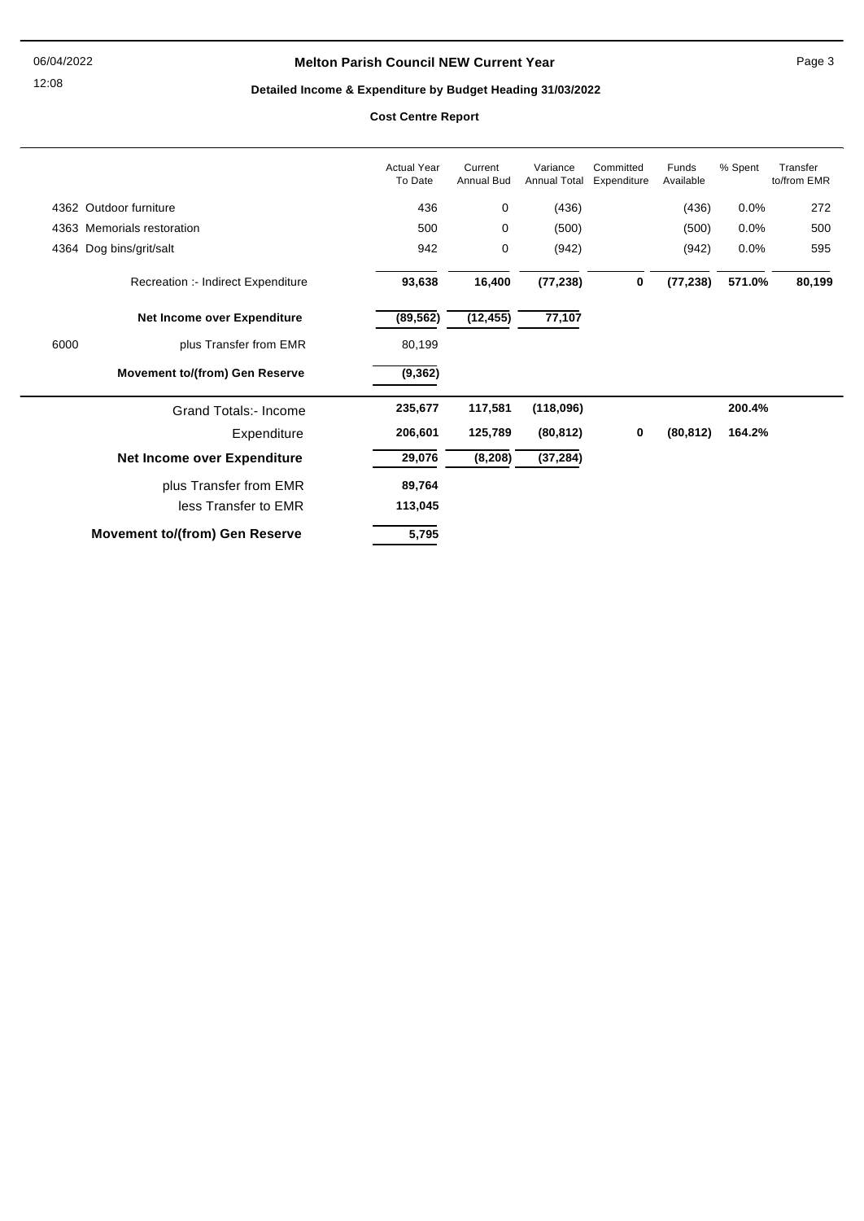# Melton Parish Council NEW Current Year

## Detailed Income & Expenditure by Budget Heading 31/03/2022

### Cost Centre Report

| | Actual Year To Date | Current Annual Bud | Variance Annual Total | Committed Expenditure | Funds Available | % Spent | Transfer to/from EMR |
|---|---|---|---|---|---|---|---|
| 4362 Outdoor furniture | 436 | 0 | (436) | | (436) | 0.0% | 272 |
| 4363 Memorials restoration | 500 | 0 | (500) | | (500) | 0.0% | 500 |
| 4364 Dog bins/grit/salt | 942 | 0 | (942) | | (942) | 0.0% | 595 |
| **Recreation :- Indirect Expenditure** | **93,638** | **16,400** | **(77,238)** | **0** | **(77,238)** | **571.0%** | **80,199** |
| **Net Income over Expenditure** | **(89,562)** | **(12,455)** | **77,107** | | | | |
| 6000 plus Transfer from EMR | 80,199 | | | | | | |
| **Movement to/(from) Gen Reserve** | **(9,362)** | | | | | | |
| Grand Totals:- Income | **235,677** | **117,581** | **(118,096)** | | | **200.4%** | |
| Expenditure | **206,601** | **125,789** | **(80,812)** | **0** | **(80,812)** | **164.2%** | |
| **Net Income over Expenditure** | **29,076** | **(8,208)** | **(37,284)** | | | | |
| plus Transfer from EMR | **89,764** | | | | | | |
| less Transfer to EMR | **113,045** | | | | | | |
| **Movement to/(from) Gen Reserve** | **5,795** | | | | | | |